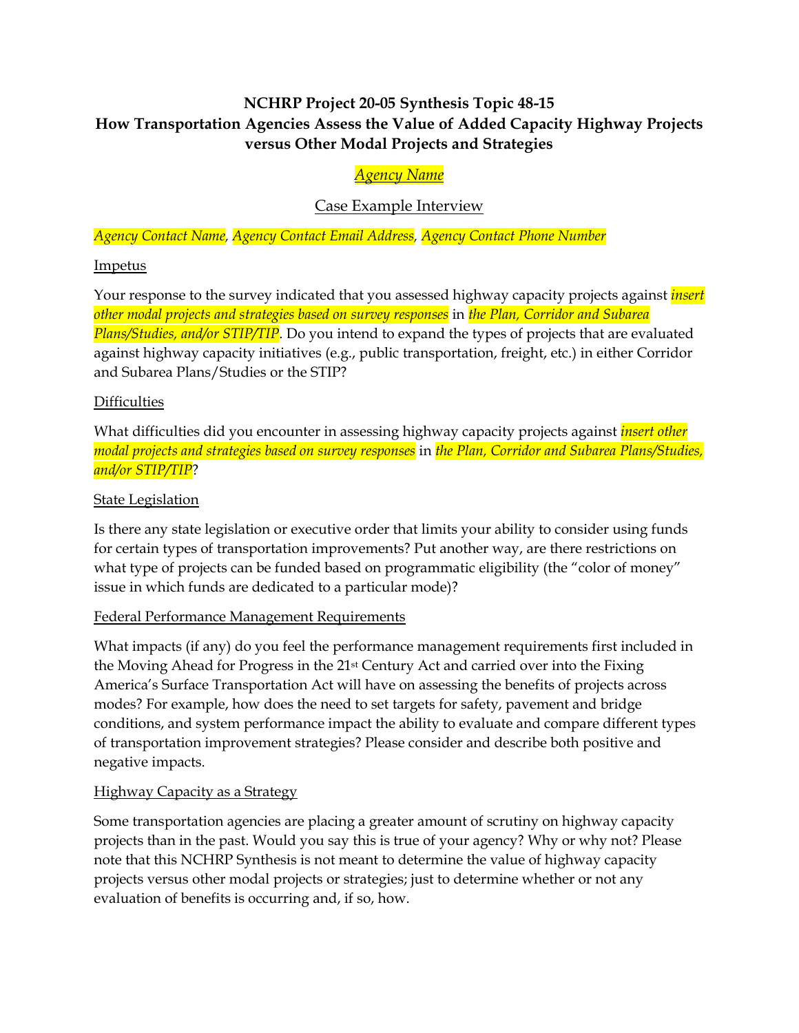# NCHRP Project 20-05 Synthesis Topic 48-15
# How Transportation Agencies Assess the Value of Added Capacity Highway Projects versus Other Modal Projects and Strategies

*Agency Name*

Case Example Interview

*Agency Contact Name*, *Agency Contact Email Address*, *Agency Contact Phone Number*

## Impetus

Your response to the survey indicated that you assessed highway capacity projects against *insert other modal projects and strategies based on survey responses* in *the Plan, Corridor and Subarea Plans/Studies, and/or STIP/TIP*. Do you intend to expand the types of projects that are evaluated against highway capacity initiatives (e.g., public transportation, freight, etc.) in either Corridor and Subarea Plans/Studies or the STIP?

## Difficulties

What difficulties did you encounter in assessing highway capacity projects against *insert other modal projects and strategies based on survey responses* in *the Plan, Corridor and Subarea Plans/Studies, and/or STIP/TIP*?

## State Legislation

Is there any state legislation or executive order that limits your ability to consider using funds for certain types of transportation improvements? Put another way, are there restrictions on what type of projects can be funded based on programmatic eligibility (the "color of money" issue in which funds are dedicated to a particular mode)?

## Federal Performance Management Requirements

What impacts (if any) do you feel the performance management requirements first included in the Moving Ahead for Progress in the 21st Century Act and carried over into the Fixing America's Surface Transportation Act will have on assessing the benefits of projects across modes? For example, how does the need to set targets for safety, pavement and bridge conditions, and system performance impact the ability to evaluate and compare different types of transportation improvement strategies? Please consider and describe both positive and negative impacts.

## Highway Capacity as a Strategy

Some transportation agencies are placing a greater amount of scrutiny on highway capacity projects than in the past. Would you say this is true of your agency? Why or why not? Please note that this NCHRP Synthesis is not meant to determine the value of highway capacity projects versus other modal projects or strategies; just to determine whether or not any evaluation of benefits is occurring and, if so, how.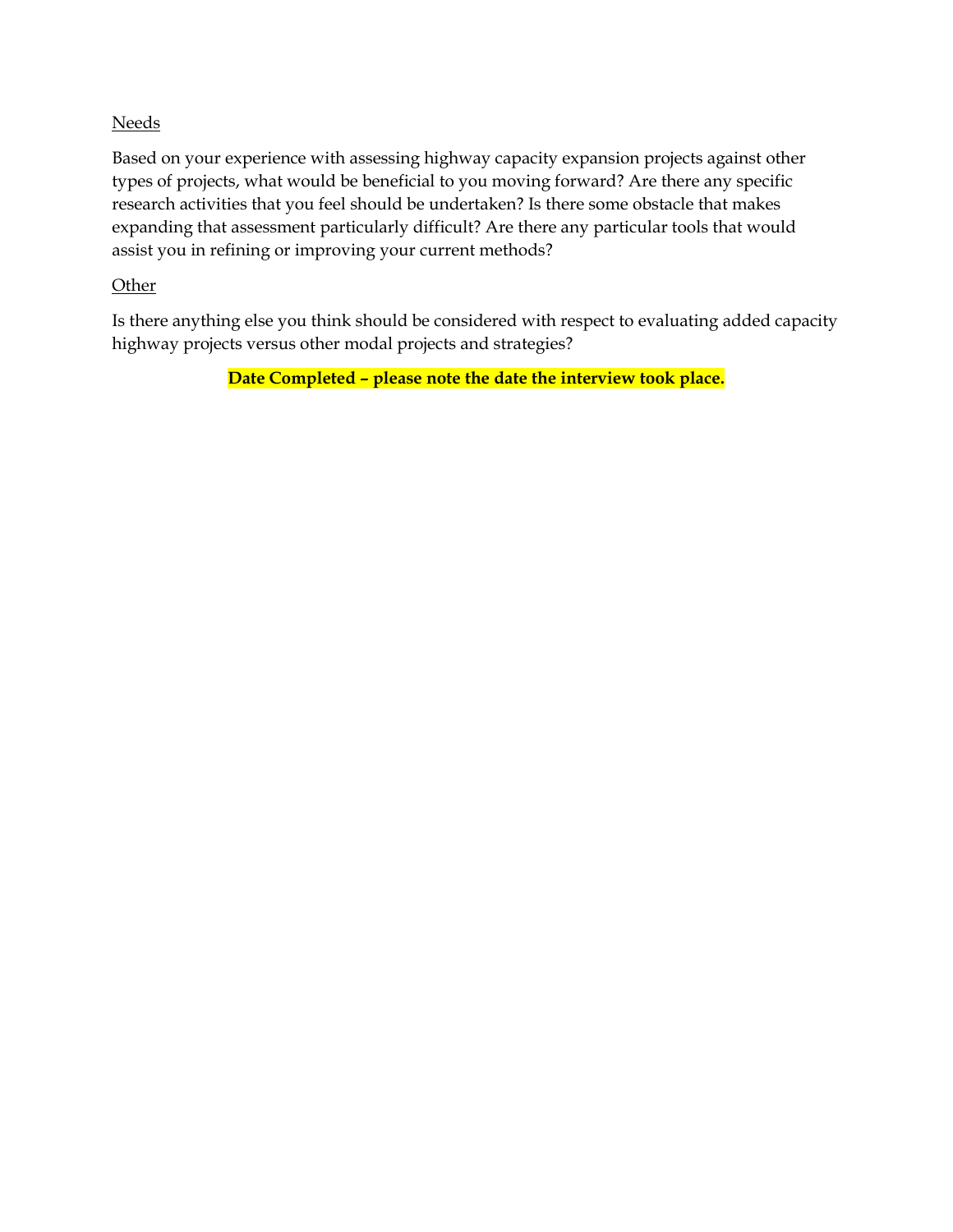Needs

Based on your experience with assessing highway capacity expansion projects against other types of projects, what would be beneficial to you moving forward? Are there any specific research activities that you feel should be undertaken? Is there some obstacle that makes expanding that assessment particularly difficult? Are there any particular tools that would assist you in refining or improving your current methods?

Other

Is there anything else you think should be considered with respect to evaluating added capacity highway projects versus other modal projects and strategies?

**Date Completed – please note the date the interview took place.**